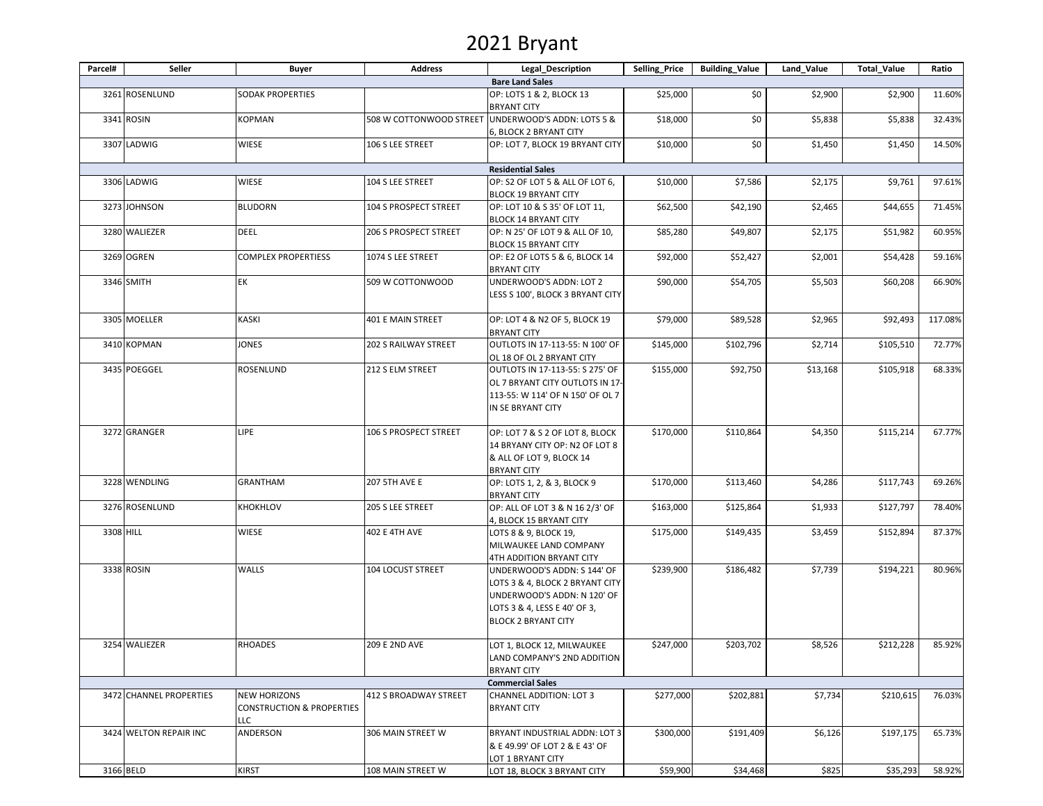# 2021 Bryant

| Parcel# | Seller | Buyer | Address | Legal_Description | Selling_Price | Building_Value | Land_Value | Total_Value | Ratio |
|---|---|---|---|---|---|---|---|---|---|
| | | | | **Bare Land Sales** | | | | | |
| 3261 | ROSENLUND | SODAK PROPERTIES | | OP: LOTS 1 & 2, BLOCK 13 BRYANT CITY | $25,000 | $0 | $2,900 | $2,900 | 11.60% |
| 3341 | ROSIN | KOPMAN | 508 W COTTONWOOD STREET | UNDERWOOD'S ADDN: LOTS 5 & 6, BLOCK 2 BRYANT CITY | $18,000 | $0 | $5,838 | $5,838 | 32.43% |
| 3307 | LADWIG | WIESE | 106 S LEE STREET | OP: LOT 7, BLOCK 19 BRYANT CITY | $10,000 | $0 | $1,450 | $1,450 | 14.50% |
| | | | | **Residential Sales** | | | | | |
| 3306 | LADWIG | WIESE | 104 S LEE STREET | OP: S2 OF LOT 5 & ALL OF LOT 6, BLOCK 19 BRYANT CITY | $10,000 | $7,586 | $2,175 | $9,761 | 97.61% |
| 3273 | JOHNSON | BLUDORN | 104 S PROSPECT STREET | OP: LOT 10 & S 35' OF LOT 11, BLOCK 14 BRYANT CITY | $62,500 | $42,190 | $2,465 | $44,655 | 71.45% |
| 3280 | WALIEZER | DEEL | 206 S PROSPECT STREET | OP: N 25' OF LOT 9 & ALL OF 10, BLOCK 15 BRYANT CITY | $85,280 | $49,807 | $2,175 | $51,982 | 60.95% |
| 3269 | OGREN | COMPLEX PROPERTIESS | 1074 S LEE STREET | OP: E2 OF LOTS 5 & 6, BLOCK 14 BRYANT CITY | $92,000 | $52,427 | $2,001 | $54,428 | 59.16% |
| 3346 | SMITH | EK | 509 W COTTONWOOD | UNDERWOOD'S ADDN: LOT 2 LESS S 100', BLOCK 3 BRYANT CITY | $90,000 | $54,705 | $5,503 | $60,208 | 66.90% |
| 3305 | MOELLER | KASKI | 401 E MAIN STREET | OP: LOT 4 & N2 OF 5, BLOCK 19 BRYANT CITY | $79,000 | $89,528 | $2,965 | $92,493 | 117.08% |
| 3410 | KOPMAN | JONES | 202 S RAILWAY STREET | OUTLOTS IN 17-113-55: N 100' OF OL 18 OF OL 2 BRYANT CITY | $145,000 | $102,796 | $2,714 | $105,510 | 72.77% |
| 3435 | POEGGEL | ROSENLUND | 212 S ELM STREET | OUTLOTS IN 17-113-55: S 275' OF OL 7 BRYANT CITY OUTLOTS IN 17-113-55: W 114' OF N 150' OF OL 7 IN SE BRYANT CITY | $155,000 | $92,750 | $13,168 | $105,918 | 68.33% |
| 3272 | GRANGER | LIPE | 106 S PROSPECT STREET | OP: LOT 7 & S 2 OF LOT 8, BLOCK 14 BRYANY CITY OP: N2 OF LOT 8 & ALL OF LOT 9, BLOCK 14 BRYANT CITY | $170,000 | $110,864 | $4,350 | $115,214 | 67.77% |
| 3228 | WENDLING | GRANTHAM | 207 5TH AVE E | OP: LOTS 1, 2, & 3, BLOCK 9 BRYANT CITY | $170,000 | $113,460 | $4,286 | $117,743 | 69.26% |
| 3276 | ROSENLUND | KHOKHLOV | 205 S LEE STREET | OP: ALL OF LOT 3 & N 16 2/3' OF 4, BLOCK 15 BRYANT CITY | $163,000 | $125,864 | $1,933 | $127,797 | 78.40% |
| 3308 | HILL | WIESE | 402 E 4TH AVE | LOTS 8 & 9, BLOCK 19, MILWAUKEE LAND COMPANY 4TH ADDITION BRYANT CITY | $175,000 | $149,435 | $3,459 | $152,894 | 87.37% |
| 3338 | ROSIN | WALLS | 104 LOCUST STREET | UNDERWOOD'S ADDN: S 144' OF LOTS 3 & 4, BLOCK 2 BRYANT CITY UNDERWOOD'S ADDN: N 120' OF LOTS 3 & 4, LESS E 40' OF 3, BLOCK 2 BRYANT CITY | $239,900 | $186,482 | $7,739 | $194,221 | 80.96% |
| 3254 | WALIEZER | RHOADES | 209 E 2ND AVE | LOT 1, BLOCK 12, MILWAUKEE LAND COMPANY'S 2ND ADDITION BRYANT CITY | $247,000 | $203,702 | $8,526 | $212,228 | 85.92% |
| | | | | **Commercial Sales** | | | | | |
| 3472 | CHANNEL PROPERTIES | NEW HORIZONS CONSTRUCTION & PROPERTIES LLC | 412 S BROADWAY STREET | CHANNEL ADDITION: LOT 3 BRYANT CITY | $277,000 | $202,881 | $7,734 | $210,615 | 76.03% |
| 3424 | WELTON REPAIR INC | ANDERSON | 306 MAIN STREET W | BRYANT INDUSTRIAL ADDN: LOT 3 & E 49.99' OF LOT 2 & E 43' OF LOT 1 BRYANT CITY | $300,000 | $191,409 | $6,126 | $197,175 | 65.73% |
| 3166 | BELD | KIRST | 108 MAIN STREET W | LOT 18, BLOCK 3 BRYANT CITY | $59,900 | $34,468 | $825 | $35,293 | 58.92% |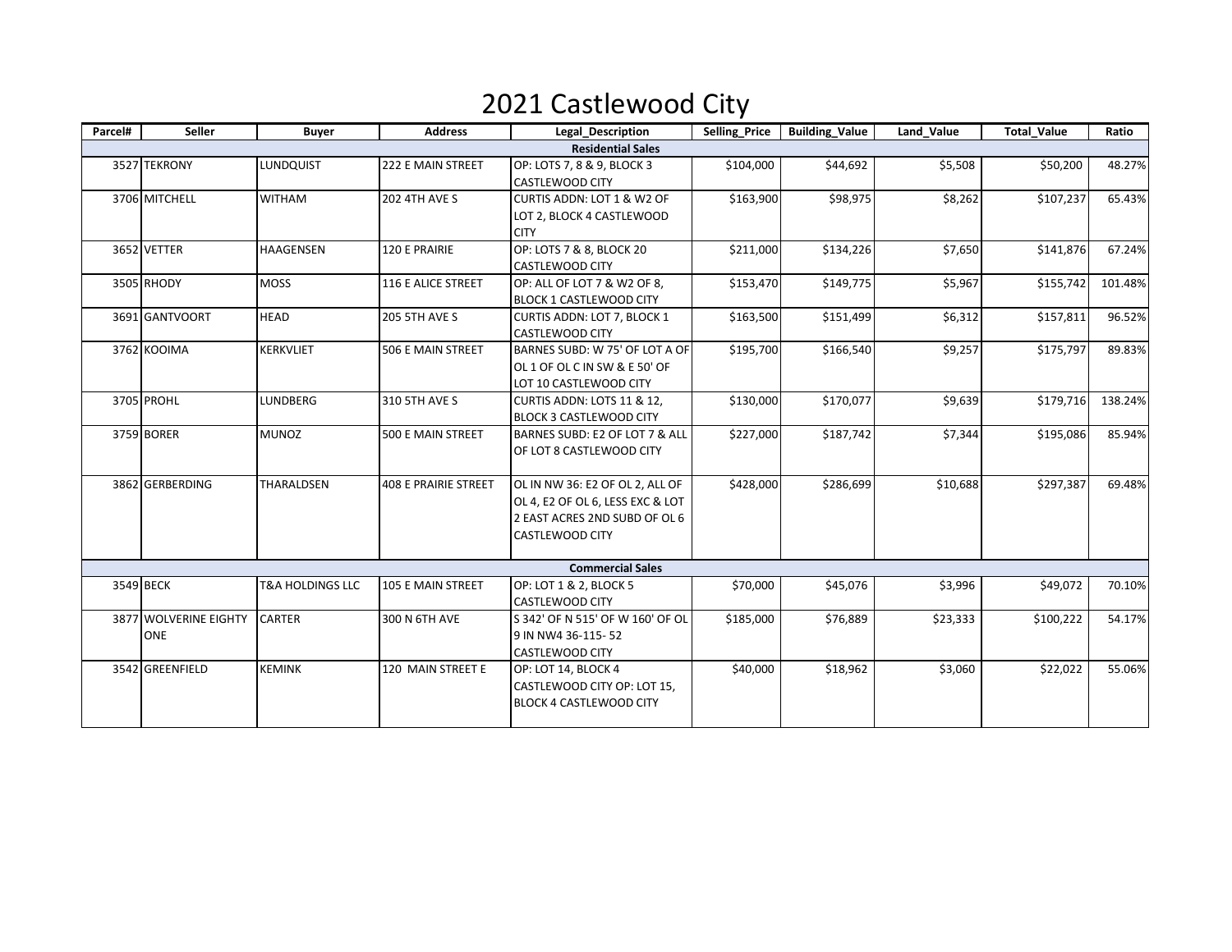# 2021 Castlewood City

| Parcel# | Seller | Buyer | Address | Legal_Description | Selling_Price | Building_Value | Land_Value | Total_Value | Ratio |
|---|---|---|---|---|---|---|---|---|---|
| **Residential Sales** | | | | | | | | | |
| 3527 | TEKRONY | LUNDQUIST | 222 E MAIN STREET | OP: LOTS 7, 8 & 9, BLOCK 3 CASTLEWOOD CITY | $104,000 | $44,692 | $5,508 | $50,200 | 48.27% |
| 3706 | MITCHELL | WITHAM | 202 4TH AVE S | CURTIS ADDN: LOT 1 & W2 OF LOT 2, BLOCK 4 CASTLEWOOD CITY | $163,900 | $98,975 | $8,262 | $107,237 | 65.43% |
| 3652 | VETTER | HAAGENSEN | 120 E PRAIRIE | OP: LOTS 7 & 8, BLOCK 20 CASTLEWOOD CITY | $211,000 | $134,226 | $7,650 | $141,876 | 67.24% |
| 3505 | RHODY | MOSS | 116 E ALICE STREET | OP: ALL OF LOT 7 & W2 OF 8, BLOCK 1 CASTLEWOOD CITY | $153,470 | $149,775 | $5,967 | $155,742 | 101.48% |
| 3691 | GANTVOORT | HEAD | 205 5TH AVE S | CURTIS ADDN: LOT 7, BLOCK 1 CASTLEWOOD CITY | $163,500 | $151,499 | $6,312 | $157,811 | 96.52% |
| 3762 | KOOIMA | KERKVLIET | 506 E MAIN STREET | BARNES SUBD: W 75' OF LOT A OF OL 1 OF OL C IN SW & E 50' OF LOT 10 CASTLEWOOD CITY | $195,700 | $166,540 | $9,257 | $175,797 | 89.83% |
| 3705 | PROHL | LUNDBERG | 310 5TH AVE S | CURTIS ADDN: LOTS 11 & 12, BLOCK 3 CASTLEWOOD CITY | $130,000 | $170,077 | $9,639 | $179,716 | 138.24% |
| 3759 | BORER | MUNOZ | 500 E MAIN STREET | BARNES SUBD: E2 OF LOT 7 & ALL OF LOT 8 CASTLEWOOD CITY | $227,000 | $187,742 | $7,344 | $195,086 | 85.94% |
| 3862 | GERBERDING | THARALDSEN | 408 E PRAIRIE STREET | OL IN NW 36: E2 OF OL 2, ALL OF OL 4, E2 OF OL 6, LESS EXC & LOT 2 EAST ACRES 2ND SUBD OF OL 6 CASTLEWOOD CITY | $428,000 | $286,699 | $10,688 | $297,387 | 69.48% |
| **Commercial Sales** | | | | | | | | | |
| 3549 | BECK | T&A HOLDINGS LLC | 105 E MAIN STREET | OP: LOT 1 & 2, BLOCK 5 CASTLEWOOD CITY | $70,000 | $45,076 | $3,996 | $49,072 | 70.10% |
| 3877 | WOLVERINE EIGHTY ONE | CARTER | 300 N 6TH AVE | S 342' OF N 515' OF W 160' OF OL 9 IN NW4 36-115- 52 CASTLEWOOD CITY | $185,000 | $76,889 | $23,333 | $100,222 | 54.17% |
| 3542 | GREENFIELD | KEMINK | 120 MAIN STREET E | OP: LOT 14, BLOCK 4 CASTLEWOOD CITY OP: LOT 15, BLOCK 4 CASTLEWOOD CITY | $40,000 | $18,962 | $3,060 | $22,022 | 55.06% |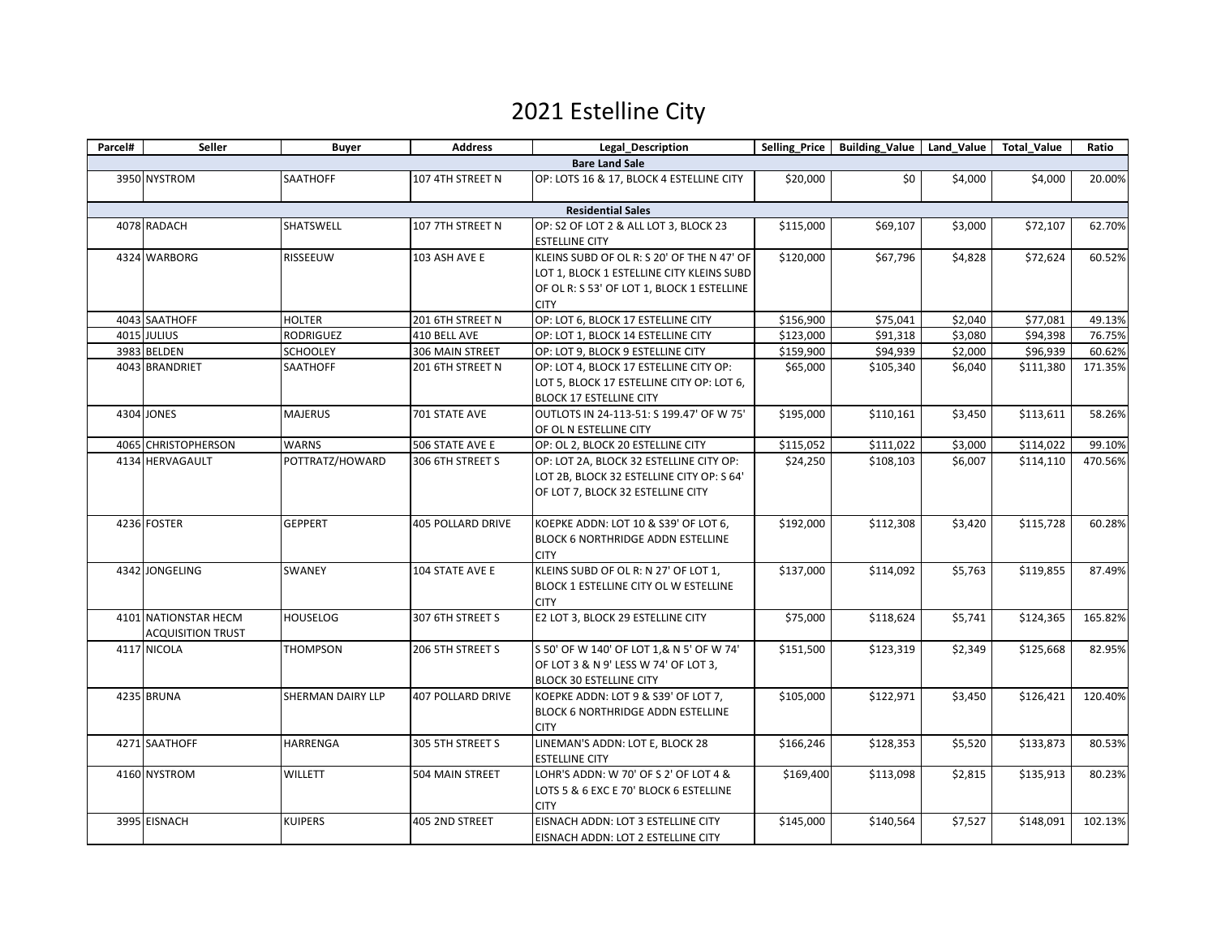# 2021 Estelline City

| Parcel# | Seller | Buyer | Address | Legal_Description | Selling_Price | Building_Value | Land_Value | Total_Value | Ratio |
|---|---|---|---|---|---|---|---|---|---|
| **Bare Land Sale** | | | | | | | | | |
| 3950 | NYSTROM | SAATHOFF | 107 4TH STREET N | OP: LOTS 16 & 17, BLOCK 4 ESTELLINE CITY | $20,000 | $0 | $4,000 | $4,000 | 20.00% |
| **Residential Sales** | | | | | | | | | |
| 4078 | RADACH | SHATSWELL | 107 7TH STREET N | OP: S2 OF LOT 2 & ALL LOT 3, BLOCK 23 ESTELLINE CITY | $115,000 | $69,107 | $3,000 | $72,107 | 62.70% |
| 4324 | WARBORG | RISSEEUW | 103 ASH AVE E | KLEINS SUBD OF OL R: S 20' OF THE N 47' OF LOT 1, BLOCK 1 ESTELLINE CITY KLEINS SUBD OF OL R: S 53' OF LOT 1, BLOCK 1 ESTELLINE CITY | $120,000 | $67,796 | $4,828 | $72,624 | 60.52% |
| 4043 | SAATHOFF | HOLTER | 201 6TH STREET N | OP: LOT 6, BLOCK 17 ESTELLINE CITY | $156,900 | $75,041 | $2,040 | $77,081 | 49.13% |
| 4015 | JULIUS | RODRIGUEZ | 410 BELL AVE | OP: LOT 1, BLOCK 14 ESTELLINE CITY | $123,000 | $91,318 | $3,080 | $94,398 | 76.75% |
| 3983 | BELDEN | SCHOOLEY | 306 MAIN STREET | OP: LOT 9, BLOCK 9 ESTELLINE CITY | $159,900 | $94,939 | $2,000 | $96,939 | 60.62% |
| 4043 | BRANDRIET | SAATHOFF | 201 6TH STREET N | OP: LOT 4, BLOCK 17 ESTELLINE CITY OP: LOT 5, BLOCK 17 ESTELLINE CITY OP: LOT 6, BLOCK 17 ESTELLINE CITY | $65,000 | $105,340 | $6,040 | $111,380 | 171.35% |
| 4304 | JONES | MAJERUS | 701 STATE AVE | OUTLOTS IN 24-113-51: S 199.47' OF W 75' OF OL N ESTELLINE CITY | $195,000 | $110,161 | $3,450 | $113,611 | 58.26% |
| 4065 | CHRISTOPHERSON | WARNS | 506 STATE AVE E | OP: OL 2, BLOCK 20 ESTELLINE CITY | $115,052 | $111,022 | $3,000 | $114,022 | 99.10% |
| 4134 | HERVAGAULT | POTTRATZ/HOWARD | 306 6TH STREET S | OP: LOT 2A, BLOCK 32 ESTELLINE CITY OP: LOT 2B, BLOCK 32 ESTELLINE CITY OP: S 64' OF LOT 7, BLOCK 32 ESTELLINE CITY | $24,250 | $108,103 | $6,007 | $114,110 | 470.56% |
| 4236 | FOSTER | GEPPERT | 405 POLLARD DRIVE | KOEPKE ADDN: LOT 10 & S39' OF LOT 6, BLOCK 6 NORTHRIDGE ADDN ESTELLINE CITY | $192,000 | $112,308 | $3,420 | $115,728 | 60.28% |
| 4342 | JONGELING | SWANEY | 104 STATE AVE E | KLEINS SUBD OF OL R: N 27' OF LOT 1, BLOCK 1 ESTELLINE CITY OL W ESTELLINE CITY | $137,000 | $114,092 | $5,763 | $119,855 | 87.49% |
| 4101 | NATIONSTAR HECM ACQUISITION TRUST | HOUSELOG | 307 6TH STREET S | E2 LOT 3, BLOCK 29 ESTELLINE CITY | $75,000 | $118,624 | $5,741 | $124,365 | 165.82% |
| 4117 | NICOLA | THOMPSON | 206 5TH STREET S | S 50' OF W 140' OF LOT 1,& N 5' OF W 74' OF LOT 3 & N 9' LESS W 74' OF LOT 3, BLOCK 30 ESTELLINE CITY | $151,500 | $123,319 | $2,349 | $125,668 | 82.95% |
| 4235 | BRUNA | SHERMAN DAIRY LLP | 407 POLLARD DRIVE | KOEPKE ADDN: LOT 9 & S39' OF LOT 7, BLOCK 6 NORTHRIDGE ADDN ESTELLINE CITY | $105,000 | $122,971 | $3,450 | $126,421 | 120.40% |
| 4271 | SAATHOFF | HARRENGA | 305 5TH STREET S | LINEMAN'S ADDN: LOT E, BLOCK 28 ESTELLINE CITY | $166,246 | $128,353 | $5,520 | $133,873 | 80.53% |
| 4160 | NYSTROM | WILLETT | 504 MAIN STREET | LOHR'S ADDN: W 70' OF S 2' OF LOT 4 & LOTS 5 & 6 EXC E 70' BLOCK 6 ESTELLINE CITY | $169,400 | $113,098 | $2,815 | $135,913 | 80.23% |
| 3995 | EISNACH | KUIPERS | 405 2ND STREET | EISNACH ADDN: LOT 3 ESTELLINE CITY EISNACH ADDN: LOT 2 ESTELLINE CITY | $145,000 | $140,564 | $7,527 | $148,091 | 102.13% |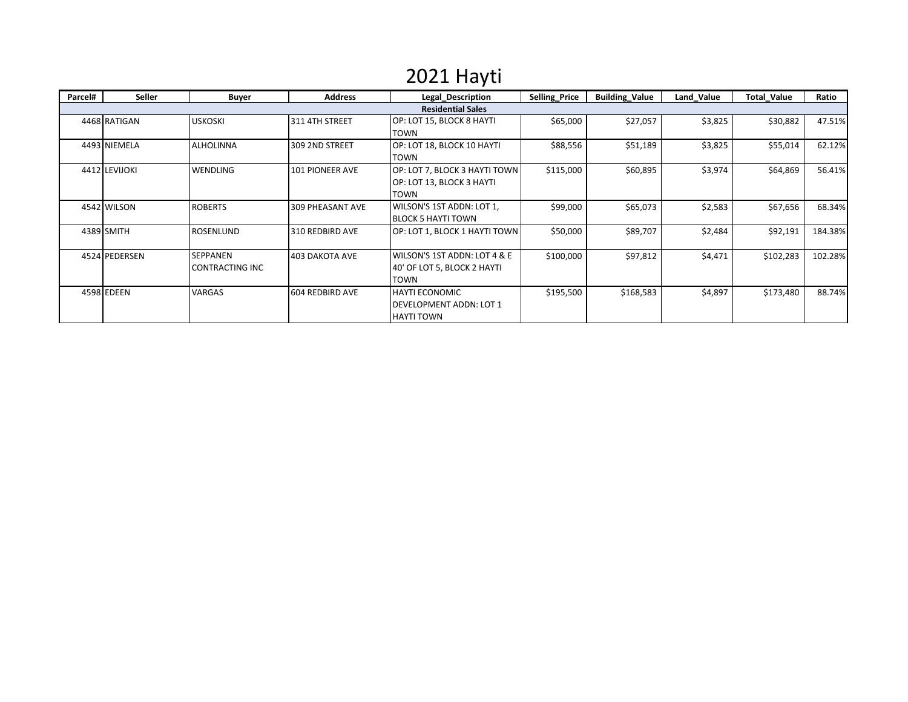# 2021 Hayti

| Parcel# | Seller | Buyer | Address | Legal_Description | Selling_Price | Building_Value | Land_Value | Total_Value | Ratio |
|---|---|---|---|---|---|---|---|---|---|
| **Residential Sales** | | | | | | | | | |
| 4468 | RATIGAN | USKOSKI | 311 4TH STREET | OP: LOT 15, BLOCK 8 HAYTI TOWN | $65,000 | $27,057 | $3,825 | $30,882 | 47.51% |
| 4493 | NIEMELA | ALHOLINNA | 309 2ND STREET | OP: LOT 18, BLOCK 10 HAYTI TOWN | $88,556 | $51,189 | $3,825 | $55,014 | 62.12% |
| 4412 | LEVIJOKI | WENDLING | 101 PIONEER AVE | OP: LOT 7, BLOCK 3 HAYTI TOWN OP: LOT 13, BLOCK 3 HAYTI TOWN | $115,000 | $60,895 | $3,974 | $64,869 | 56.41% |
| 4542 | WILSON | ROBERTS | 309 PHEASANT AVE | WILSON'S 1ST ADDN: LOT 1, BLOCK 5 HAYTI TOWN | $99,000 | $65,073 | $2,583 | $67,656 | 68.34% |
| 4389 | SMITH | ROSENLUND | 310 REDBIRD AVE | OP: LOT 1, BLOCK 1 HAYTI TOWN | $50,000 | $89,707 | $2,484 | $92,191 | 184.38% |
| 4524 | PEDERSEN | SEPPANEN CONTRACTING INC | 403 DAKOTA AVE | WILSON'S 1ST ADDN: LOT 4 & E 40' OF LOT 5, BLOCK 2 HAYTI TOWN | $100,000 | $97,812 | $4,471 | $102,283 | 102.28% |
| 4598 | EDEEN | VARGAS | 604 REDBIRD AVE | HAYTI ECONOMIC DEVELOPMENT ADDN: LOT 1 HAYTI TOWN | $195,500 | $168,583 | $4,897 | $173,480 | 88.74% |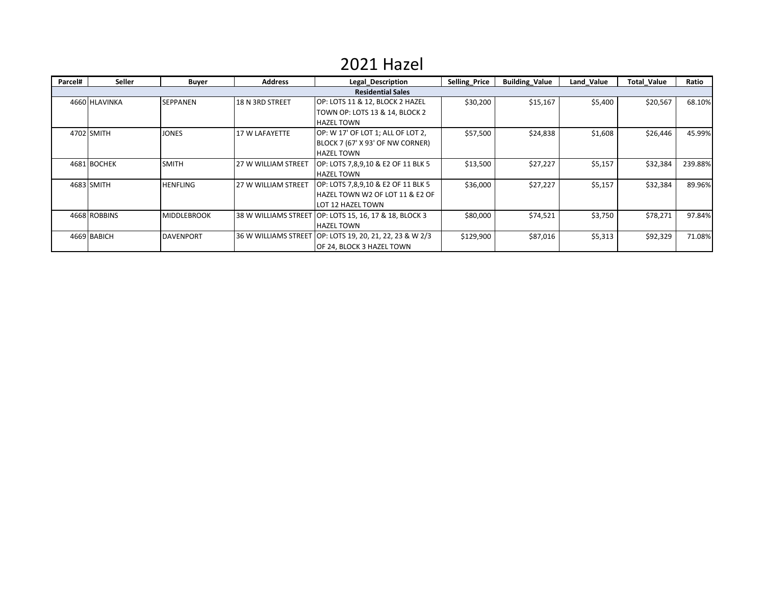# 2021 Hazel

| Parcel# | Seller | Buyer | Address | Legal_Description | Selling_Price | Building_Value | Land_Value | Total_Value | Ratio |
|---|---|---|---|---|---|---|---|---|---|
| **Residential Sales** | | | | | | | | | |
| 4660 | HLAVINKA | SEPPANEN | 18 N 3RD STREET | OP: LOTS 11 & 12, BLOCK 2 HAZEL TOWN OP: LOTS 13 & 14, BLOCK 2 HAZEL TOWN | $30,200 | $15,167 | $5,400 | $20,567 | 68.10% |
| 4702 | SMITH | JONES | 17 W LAFAYETTE | OP: W 17' OF LOT 1; ALL OF LOT 2, BLOCK 7 (67' X 93' OF NW CORNER) HAZEL TOWN | $57,500 | $24,838 | $1,608 | $26,446 | 45.99% |
| 4681 | BOCHEK | SMITH | 27 W WILLIAM STREET | OP: LOTS 7,8,9,10 & E2 OF 11 BLK 5 HAZEL TOWN | $13,500 | $27,227 | $5,157 | $32,384 | 239.88% |
| 4683 | SMITH | HENFLING | 27 W WILLIAM STREET | OP: LOTS 7,8,9,10 & E2 OF 11 BLK 5 HAZEL TOWN W2 OF LOT 11 & E2 OF LOT 12 HAZEL TOWN | $36,000 | $27,227 | $5,157 | $32,384 | 89.96% |
| 4668 | ROBBINS | MIDDLEBROOK | 38 W WILLIAMS STREET | OP: LOTS 15, 16, 17 & 18, BLOCK 3 HAZEL TOWN | $80,000 | $74,521 | $3,750 | $78,271 | 97.84% |
| 4669 | BABICH | DAVENPORT | 36 W WILLIAMS STREET | OP: LOTS 19, 20, 21, 22, 23 & W 2/3 OF 24, BLOCK 3 HAZEL TOWN | $129,900 | $87,016 | $5,313 | $92,329 | 71.08% |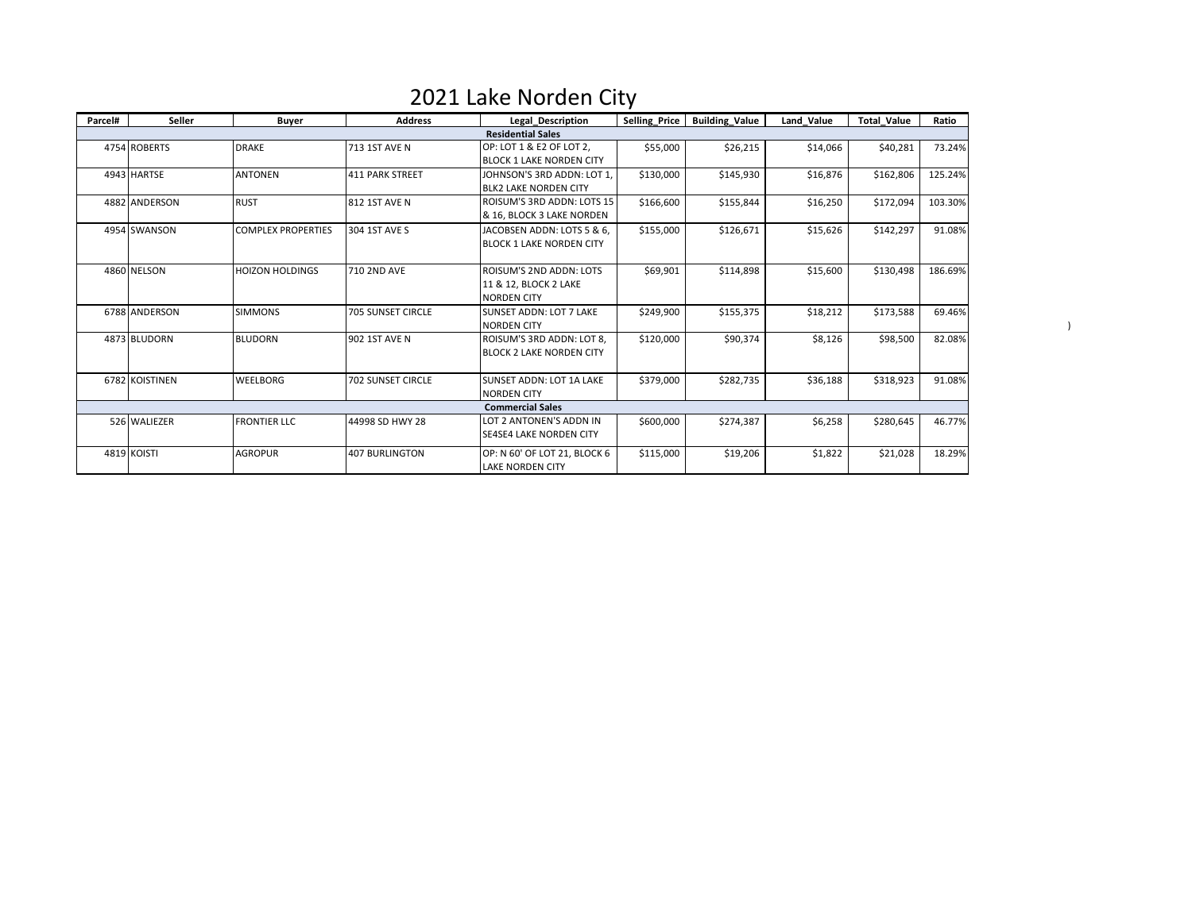# 2021 Lake Norden City

| Parcel# | Seller | Buyer | Address | Legal_Description | Selling_Price | Building_Value | Land_Value | Total_Value | Ratio |
|---|---|---|---|---|---|---|---|---|---|
| **Residential Sales** | | | | | | | | | |
| 4754 | ROBERTS | DRAKE | 713 1ST AVE N | OP: LOT 1 & E2 OF LOT 2, BLOCK 1 LAKE NORDEN CITY | $55,000 | $26,215 | $14,066 | $40,281 | 73.24% |
| 4943 | HARTSE | ANTONEN | 411 PARK STREET | JOHNSON'S 3RD ADDN: LOT 1, BLK2 LAKE NORDEN CITY | $130,000 | $145,930 | $16,876 | $162,806 | 125.24% |
| 4882 | ANDERSON | RUST | 812 1ST AVE N | ROISUM'S 3RD ADDN: LOTS 15 & 16, BLOCK 3 LAKE NORDEN | $166,600 | $155,844 | $16,250 | $172,094 | 103.30% |
| 4954 | SWANSON | COMPLEX PROPERTIES | 304 1ST AVE S | JACOBSEN ADDN: LOTS 5 & 6, BLOCK 1 LAKE NORDEN CITY | $155,000 | $126,671 | $15,626 | $142,297 | 91.08% |
| 4860 | NELSON | HOIZON HOLDINGS | 710 2ND AVE | ROISUM'S 2ND ADDN: LOTS 11 & 12, BLOCK 2 LAKE NORDEN CITY | $69,901 | $114,898 | $15,600 | $130,498 | 186.69% |
| 6788 | ANDERSON | SIMMONS | 705 SUNSET CIRCLE | SUNSET ADDN: LOT 7 LAKE NORDEN CITY | $249,900 | $155,375 | $18,212 | $173,588 | 69.46% |
| 4873 | BLUDORN | BLUDORN | 902 1ST AVE N | ROISUM'S 3RD ADDN: LOT 8, BLOCK 2 LAKE NORDEN CITY | $120,000 | $90,374 | $8,126 | $98,500 | 82.08% |
| 6782 | KOISTINEN | WEELBORG | 702 SUNSET CIRCLE | SUNSET ADDN: LOT 1A LAKE NORDEN CITY | $379,000 | $282,735 | $36,188 | $318,923 | 91.08% |
| **Commercial Sales** | | | | | | | | | |
| 526 | WALIEZER | FRONTIER LLC | 44998 SD HWY 28 | LOT 2 ANTONEN'S ADDN IN SE4SE4 LAKE NORDEN CITY | $600,000 | $274,387 | $6,258 | $280,645 | 46.77% |
| 4819 | KOISTI | AGROPUR | 407 BURLINGTON | OP: N 60' OF LOT 21, BLOCK 6 LAKE NORDEN CITY | $115,000 | $19,206 | $1,822 | $21,028 | 18.29% |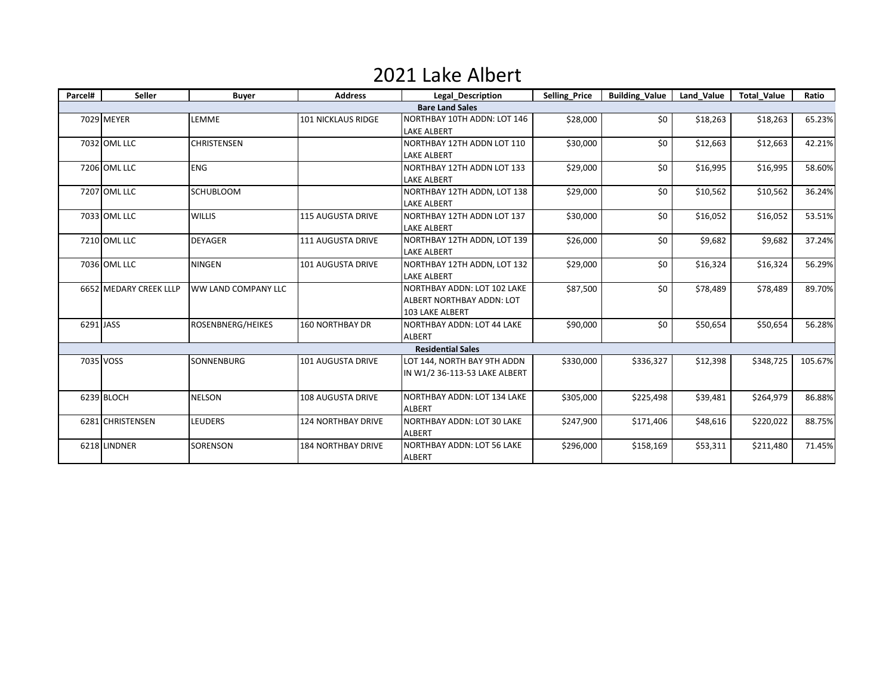# 2021 Lake Albert

| Parcel# | Seller | Buyer | Address | Legal_Description | Selling_Price | Building_Value | Land_Value | Total_Value | Ratio |
|---|---|---|---|---|---|---|---|---|---|
| **Bare Land Sales** | | | | | | | | | |
| 7029 | MEYER | LEMME | 101 NICKLAUS RIDGE | NORTHBAY 10TH ADDN: LOT 146 LAKE ALBERT | $28,000 | $0 | $18,263 | $18,263 | 65.23% |
| 7032 | OML LLC | CHRISTENSEN | | NORTHBAY 12TH ADDN LOT 110 LAKE ALBERT | $30,000 | $0 | $12,663 | $12,663 | 42.21% |
| 7206 | OML LLC | ENG | | NORTHBAY 12TH ADDN LOT 133 LAKE ALBERT | $29,000 | $0 | $16,995 | $16,995 | 58.60% |
| 7207 | OML LLC | SCHUBLOOM | | NORTHBAY 12TH ADDN, LOT 138 LAKE ALBERT | $29,000 | $0 | $10,562 | $10,562 | 36.24% |
| 7033 | OML LLC | WILLIS | 115 AUGUSTA DRIVE | NORTHBAY 12TH ADDN LOT 137 LAKE ALBERT | $30,000 | $0 | $16,052 | $16,052 | 53.51% |
| 7210 | OML LLC | DEYAGER | 111 AUGUSTA DRIVE | NORTHBAY 12TH ADDN, LOT 139 LAKE ALBERT | $26,000 | $0 | $9,682 | $9,682 | 37.24% |
| 7036 | OML LLC | NINGEN | 101 AUGUSTA DRIVE | NORTHBAY 12TH ADDN, LOT 132 LAKE ALBERT | $29,000 | $0 | $16,324 | $16,324 | 56.29% |
| 6652 | MEDARY CREEK LLLP | WW LAND COMPANY LLC | | NORTHBAY ADDN: LOT 102 LAKE ALBERT NORTHBAY ADDN: LOT 103 LAKE ALBERT | $87,500 | $0 | $78,489 | $78,489 | 89.70% |
| 6291 | JASS | ROSENBNERG/HEIKES | 160 NORTHBAY DR | NORTHBAY ADDN: LOT 44 LAKE ALBERT | $90,000 | $0 | $50,654 | $50,654 | 56.28% |
| **Residential Sales** | | | | | | | | | |
| 7035 | VOSS | SONNENBURG | 101 AUGUSTA DRIVE | LOT 144, NORTH BAY 9TH ADDN IN W1/2 36-113-53 LAKE ALBERT | $330,000 | $336,327 | $12,398 | $348,725 | 105.67% |
| 6239 | BLOCH | NELSON | 108 AUGUSTA DRIVE | NORTHBAY ADDN: LOT 134 LAKE ALBERT | $305,000 | $225,498 | $39,481 | $264,979 | 86.88% |
| 6281 | CHRISTENSEN | LEUDERS | 124 NORTHBAY DRIVE | NORTHBAY ADDN: LOT 30 LAKE ALBERT | $247,900 | $171,406 | $48,616 | $220,022 | 88.75% |
| 6218 | LINDNER | SORENSON | 184 NORTHBAY DRIVE | NORTHBAY ADDN: LOT 56 LAKE ALBERT | $296,000 | $158,169 | $53,311 | $211,480 | 71.45% |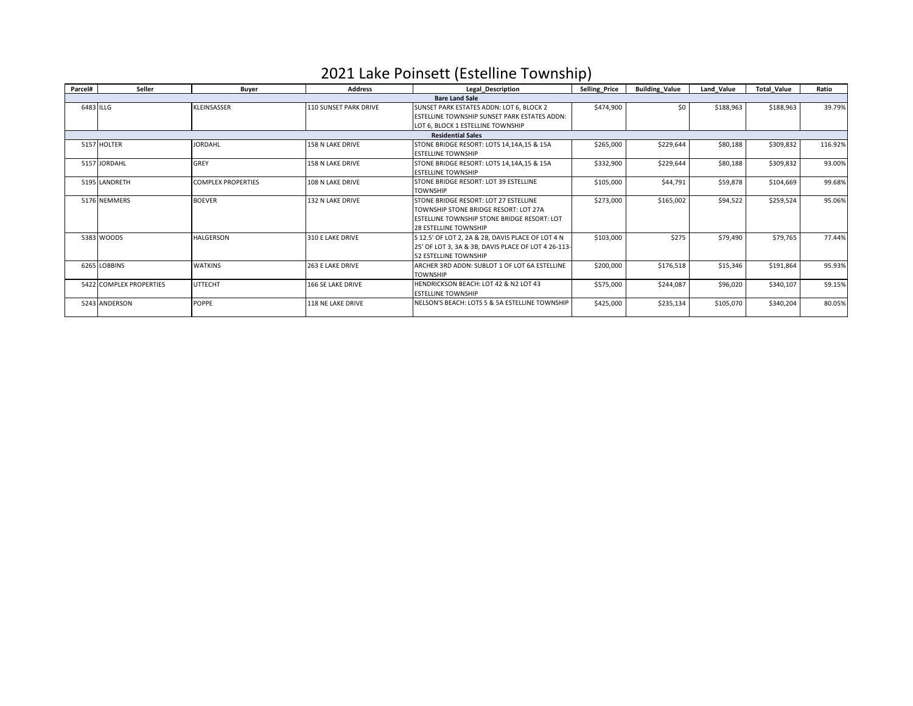# 2021 Lake Poinsett (Estelline Township)

| Parcel# | Seller | Buyer | Address | Legal_Description | Selling_Price | Building_Value | Land_Value | Total_Value | Ratio |
|---|---|---|---|---|---|---|---|---|---|
| **Bare Land Sale** | | | | | | | | | |
| 6483 | ILLG | KLEINSASSER | 110 SUNSET PARK DRIVE | SUNSET PARK ESTATES ADDN: LOT 6, BLOCK 2 ESTELLINE TOWNSHIP SUNSET PARK ESTATES ADDN: LOT 6, BLOCK 1 ESTELLINE TOWNSHIP | $474,900 | $0 | $188,963 | $188,963 | 39.79% |
| **Residential Sales** | | | | | | | | | |
| 5157 | HOLTER | JORDAHL | 158 N LAKE DRIVE | STONE BRIDGE RESORT: LOTS 14,14A,15 & 15A ESTELLINE TOWNSHIP | $265,000 | $229,644 | $80,188 | $309,832 | 116.92% |
| 5157 | JORDAHL | GREY | 158 N LAKE DRIVE | STONE BRIDGE RESORT: LOTS 14,14A,15 & 15A ESTELLINE TOWNSHIP | $332,900 | $229,644 | $80,188 | $309,832 | 93.00% |
| 5195 | LANDRETH | COMPLEX PROPERTIES | 108 N LAKE DRIVE | STONE BRIDGE RESORT: LOT 39 ESTELLINE TOWNSHIP | $105,000 | $44,791 | $59,878 | $104,669 | 99.68% |
| 5176 | NEMMERS | BOEVER | 132 N LAKE DRIVE | STONE BRIDGE RESORT: LOT 27 ESTELLINE TOWNSHIP STONE BRIDGE RESORT: LOT 27A ESTELLINE TOWNSHIP STONE BRIDGE RESORT: LOT 28 ESTELLINE TOWNSHIP | $273,000 | $165,002 | $94,522 | $259,524 | 95.06% |
| 5383 | WOODS | HALGERSON | 310 E LAKE DRIVE | S 12.5' OF LOT 2, 2A & 2B, DAVIS PLACE OF LOT 4 N 25' OF LOT 3, 3A & 3B, DAVIS PLACE OF LOT 4 26-113-52 ESTELLINE TOWNSHIP | $103,000 | $275 | $79,490 | $79,765 | 77.44% |
| 6265 | LOBBINS | WATKINS | 263 E LAKE DRIVE | ARCHER 3RD ADDN: SUBLOT 1 OF LOT 6A ESTELLINE TOWNSHIP | $200,000 | $176,518 | $15,346 | $191,864 | 95.93% |
| 5422 | COMPLEX PROPERTIES | UTTECHT | 166 SE LAKE DRIVE | HENDRICKSON BEACH: LOT 42 & N2 LOT 43 ESTELLINE TOWNSHIP | $575,000 | $244,087 | $96,020 | $340,107 | 59.15% |
| 5243 | ANDERSON | POPPE | 118 NE LAKE DRIVE | NELSON'S BEACH: LOTS 5 & 5A ESTELLINE TOWNSHIP | $425,000 | $235,134 | $105,070 | $340,204 | 80.05% |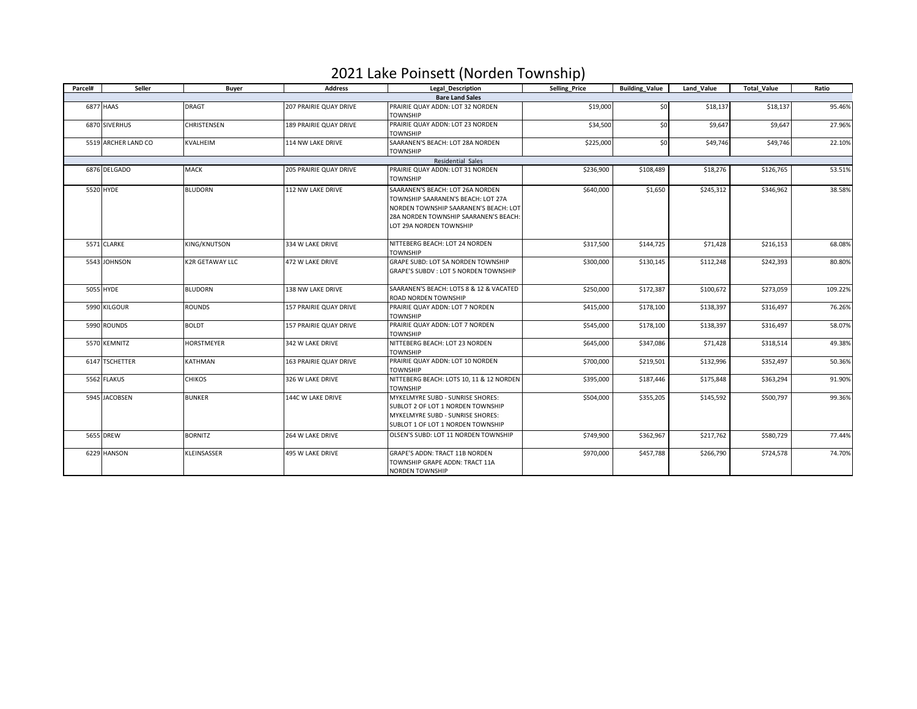# 2021 Lake Poinsett (Norden Township)

| Parcel# | Seller | Buyer | Address | Legal_Description | Selling_Price | Building_Value | Land_Value | Total_Value | Ratio |
|---|---|---|---|---|---|---|---|---|---|
| **Bare Land Sales** | | | | | | | | | |
| 6877 | HAAS | DRAGT | 207 PRAIRIE QUAY DRIVE | PRAIRIE QUAY ADDN: LOT 32 NORDEN TOWNSHIP | $19,000 | $0 | $18,137 | $18,137 | 95.46% |
| 6870 | SIVERHUS | CHRISTENSEN | 189 PRAIRIE QUAY DRIVE | PRAIRIE QUAY ADDN: LOT 23 NORDEN TOWNSHIP | $34,500 | $0 | $9,647 | $9,647 | 27.96% |
| 5519 | ARCHER LAND CO | KVALHEIM | 114 NW LAKE DRIVE | SAARANEN'S BEACH: LOT 28A NORDEN TOWNSHIP | $225,000 | $0 | $49,746 | $49,746 | 22.10% |
| Residential Sales | | | | | | | | | |
| 6876 | DELGADO | MACK | 205 PRAIRIE QUAY DRIVE | PRAIRIE QUAY ADDN: LOT 31 NORDEN TOWNSHIP | $236,900 | $108,489 | $18,276 | $126,765 | 53.51% |
| 5520 | HYDE | BLUDORN | 112 NW LAKE DRIVE | SAARANEN'S BEACH: LOT 26A NORDEN TOWNSHIP SAARANEN'S BEACH: LOT 27A NORDEN TOWNSHIP SAARANEN'S BEACH: LOT 28A NORDEN TOWNSHIP SAARANEN'S BEACH: LOT 29A NORDEN TOWNSHIP | $640,000 | $1,650 | $245,312 | $346,962 | 38.58% |
| 5571 | CLARKE | KING/KNUTSON | 334 W LAKE DRIVE | NITTEBERG BEACH: LOT 24 NORDEN TOWNSHIP | $317,500 | $144,725 | $71,428 | $216,153 | 68.08% |
| 5543 | JOHNSON | K2R GETAWAY LLC | 472 W LAKE DRIVE | GRAPE SUBD: LOT 5A NORDEN TOWNSHIP GRAPE'S SUBDV : LOT 5 NORDEN TOWNSHIP | $300,000 | $130,145 | $112,248 | $242,393 | 80.80% |
| 5055 | HYDE | BLUDORN | 138 NW LAKE DRIVE | SAARANEN'S BEACH: LOTS 8 & 12 & VACATED ROAD NORDEN TOWNSHIP | $250,000 | $172,387 | $100,672 | $273,059 | 109.22% |
| 5990 | KILGOUR | ROUNDS | 157 PRAIRIE QUAY DRIVE | PRAIRIE QUAY ADDN: LOT 7 NORDEN TOWNSHIP | $415,000 | $178,100 | $138,397 | $316,497 | 76.26% |
| 5990 | ROUNDS | BOLDT | 157 PRAIRIE QUAY DRIVE | PRAIRIE QUAY ADDN: LOT 7 NORDEN TOWNSHIP | $545,000 | $178,100 | $138,397 | $316,497 | 58.07% |
| 5570 | KEMNITZ | HORSTMEYER | 342 W LAKE DRIVE | NITTEBERG BEACH: LOT 23 NORDEN TOWNSHIP | $645,000 | $347,086 | $71,428 | $318,514 | 49.38% |
| 6147 | TSCHETTER | KATHMAN | 163 PRAIRIE QUAY DRIVE | PRAIRIE QUAY ADDN: LOT 10 NORDEN TOWNSHIP | $700,000 | $219,501 | $132,996 | $352,497 | 50.36% |
| 5562 | FLAKUS | CHIKOS | 326 W LAKE DRIVE | NITTEBERG BEACH: LOTS 10, 11 & 12 NORDEN TOWNSHIP | $395,000 | $187,446 | $175,848 | $363,294 | 91.90% |
| 5945 | JACOBSEN | BUNKER | 144C W LAKE DRIVE | MYKELMYRE SUBD - SUNRISE SHORES: SUBLOT 2 OF LOT 1 NORDEN TOWNSHIP MYKELMYRE SUBD - SUNRISE SHORES: SUBLOT 1 OF LOT 1 NORDEN TOWNSHIP | $504,000 | $355,205 | $145,592 | $500,797 | 99.36% |
| 5655 | DREW | BORNITZ | 264 W LAKE DRIVE | OLSEN'S SUBD: LOT 11 NORDEN TOWNSHIP | $749,900 | $362,967 | $217,762 | $580,729 | 77.44% |
| 6229 | HANSON | KLEINSASSER | 495 W LAKE DRIVE | GRAPE'S ADDN: TRACT 11B NORDEN TOWNSHIP GRAPE ADDN: TRACT 11A NORDEN TOWNSHIP | $970,000 | $457,788 | $266,790 | $724,578 | 74.70% |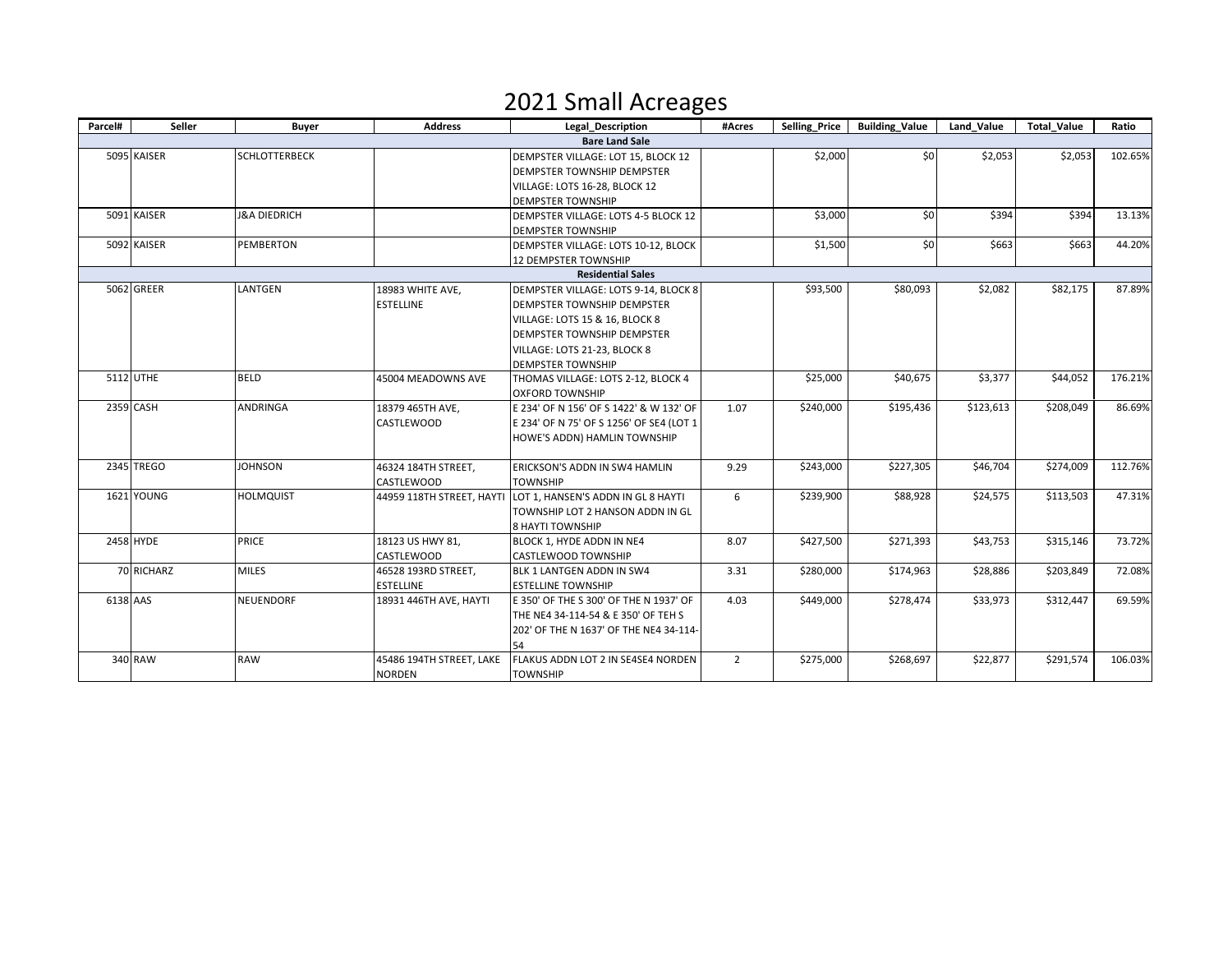# 2021 Small Acreages

| Parcel# | Seller | Buyer | Address | Legal_Description | #Acres | Selling_Price | Building_Value | Land_Value | Total_Value | Ratio |
|---|---|---|---|---|---|---|---|---|---|---|
| **Bare Land Sale** | | | | | | | | | | |
| 5095 | KAISER | SCHLOTTERBECK | | DEMPSTER VILLAGE: LOT 15, BLOCK 12 DEMPSTER TOWNSHIP DEMPSTER VILLAGE: LOTS 16-28, BLOCK 12 DEMPSTER TOWNSHIP | | $2,000 | $0 | $2,053 | $2,053 | 102.65% |
| 5091 | KAISER | J&A DIEDRICH | | DEMPSTER VILLAGE: LOTS 4-5 BLOCK 12 DEMPSTER TOWNSHIP | | $3,000 | $0 | $394 | $394 | 13.13% |
| 5092 | KAISER | PEMBERTON | | DEMPSTER VILLAGE: LOTS 10-12, BLOCK 12 DEMPSTER TOWNSHIP | | $1,500 | $0 | $663 | $663 | 44.20% |
| **Residential Sales** | | | | | | | | | | |
| 5062 | GREER | LANTGEN | 18983 WHITE AVE, ESTELLINE | DEMPSTER VILLAGE: LOTS 9-14, BLOCK 8 DEMPSTER TOWNSHIP DEMPSTER VILLAGE: LOTS 15 & 16, BLOCK 8 DEMPSTER TOWNSHIP DEMPSTER VILLAGE: LOTS 21-23, BLOCK 8 DEMPSTER TOWNSHIP | | $93,500 | $80,093 | $2,082 | $82,175 | 87.89% |
| 5112 | UTHE | BELD | 45004 MEADOWNS AVE | THOMAS VILLAGE: LOTS 2-12, BLOCK 4 OXFORD TOWNSHIP | | $25,000 | $40,675 | $3,377 | $44,052 | 176.21% |
| 2359 | CASH | ANDRINGA | 18379 465TH AVE, CASTLEWOOD | E 234' OF N 156' OF S 1422' & W 132' OF E 234' OF N 75' OF S 1256' OF SE4 (LOT 1 HOWE'S ADDN) HAMLIN TOWNSHIP | 1.07 | $240,000 | $195,436 | $123,613 | $208,049 | 86.69% |
| 2345 | TREGO | JOHNSON | 46324 184TH STREET, CASTLEWOOD | ERICKSON'S ADDN IN SW4 HAMLIN TOWNSHIP | 9.29 | $243,000 | $227,305 | $46,704 | $274,009 | 112.76% |
| 1621 | YOUNG | HOLMQUIST | 44959 118TH STREET, HAYTI | LOT 1, HANSEN'S ADDN IN GL 8 HAYTI TOWNSHIP LOT 2 HANSON ADDN IN GL 8 HAYTI TOWNSHIP | 6 | $239,900 | $88,928 | $24,575 | $113,503 | 47.31% |
| 2458 | HYDE | PRICE | 18123 US HWY 81, CASTLEWOOD | BLOCK 1, HYDE ADDN IN NE4 CASTLEWOOD TOWNSHIP | 8.07 | $427,500 | $271,393 | $43,753 | $315,146 | 73.72% |
| 70 | RICHARZ | MILES | 46528 193RD STREET, ESTELLINE | BLK 1 LANTGEN ADDN IN SW4 ESTELLINE TOWNSHIP | 3.31 | $280,000 | $174,963 | $28,886 | $203,849 | 72.08% |
| 6138 | AAS | NEUENDORF | 18931 446TH AVE, HAYTI | E 350' OF THE S 300' OF THE N 1937' OF THE NE4 34-114-54 & E 350' OF TEH S 202' OF THE N 1637' OF THE NE4 34-114-54 | 4.03 | $449,000 | $278,474 | $33,973 | $312,447 | 69.59% |
| 340 | RAW | RAW | 45486 194TH STREET, LAKE NORDEN | FLAKUS ADDN LOT 2 IN SE4SE4 NORDEN TOWNSHIP | 2 | $275,000 | $268,697 | $22,877 | $291,574 | 106.03% |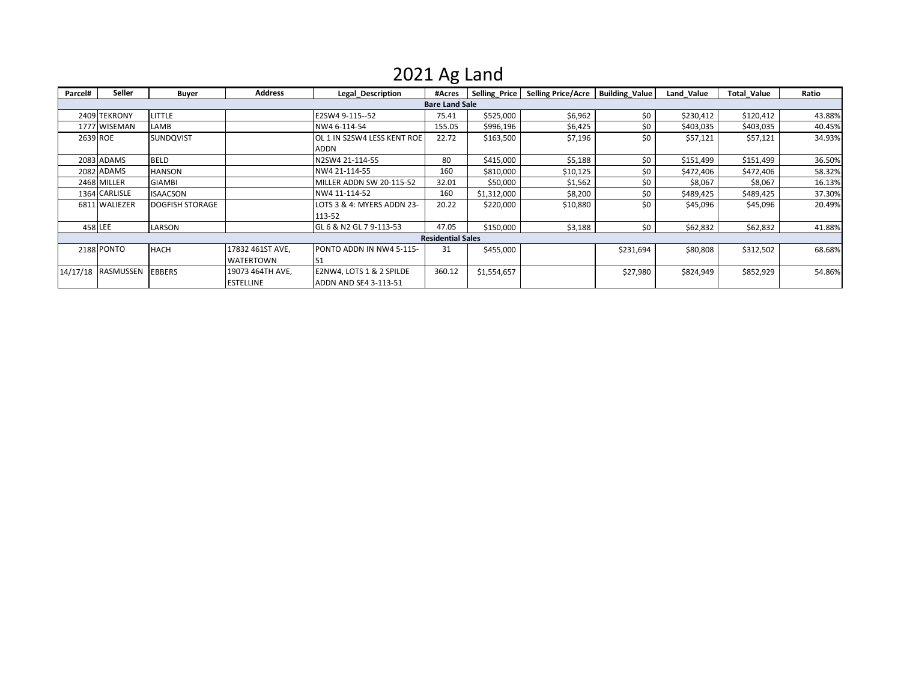# 2021 Ag Land

| Parcel# | Seller | Buyer | Address | Legal_Description | #Acres | Selling_Price | Selling Price/Acre | Building_Value | Land_Value | Total_Value | Ratio |
|---|---|---|---|---|---|---|---|---|---|---|---|
| **Bare Land Sale** | | | | | | | | | | | |
| 2409 | TEKRONY | LITTLE | | E2SW4 9-115--52 | 75.41 | $525,000 | $6,962 | $0 | $230,412 | $120,412 | 43.88% |
| 1777 | WISEMAN | LAMB | | NW4 6-114-54 | 155.05 | $996,196 | $6,425 | $0 | $403,035 | $403,035 | 40.45% |
| 2639 | ROE | SUNDQVIST | | OL 1 IN S2SW4 LESS KENT ROE ADDN | 22.72 | $163,500 | $7,196 | $0 | $57,121 | $57,121 | 34.93% |
| 2083 | ADAMS | BELD | | N2SW4 21-114-55 | 80 | $415,000 | $5,188 | $0 | $151,499 | $151,499 | 36.50% |
| 2082 | ADAMS | HANSON | | NW4 21-114-55 | 160 | $810,000 | $10,125 | $0 | $472,406 | $472,406 | 58.32% |
| 2468 | MILLER | GIAMBI | | MILLER ADDN SW 20-115-52 | 32.01 | $50,000 | $1,562 | $0 | $8,067 | $8,067 | 16.13% |
| 1364 | CARLISLE | ISAACSON | | NW4 11-114-52 | 160 | $1,312,000 | $8,200 | $0 | $489,425 | $489,425 | 37.30% |
| 6811 | WALIEZER | DOGFISH STORAGE | | LOTS 3 & 4: MYERS ADDN 23-113-52 | 20.22 | $220,000 | $10,880 | $0 | $45,096 | $45,096 | 20.49% |
| 458 | LEE | LARSON | | GL 6 & N2 GL 7 9-113-53 | 47.05 | $150,000 | $3,188 | $0 | $62,832 | $62,832 | 41.88% |
| **Residential Sales** | | | | | | | | | | | |
| 2188 | PONTO | HACH | 17832 461ST AVE, WATERTOWN | PONTO ADDN IN NW4 5-115-51 | 31 | $455,000 | | $231,694 | $80,808 | $312,502 | 68.68% |
| 14/17/18 | RASMUSSEN | EBBERS | 19073 464TH AVE, ESTELLINE | E2NW4, LOTS 1 & 2 SPILDE ADDN AND SE4 3-113-51 | 360.12 | $1,554,657 | | $27,980 | $824,949 | $852,929 | 54.86% |